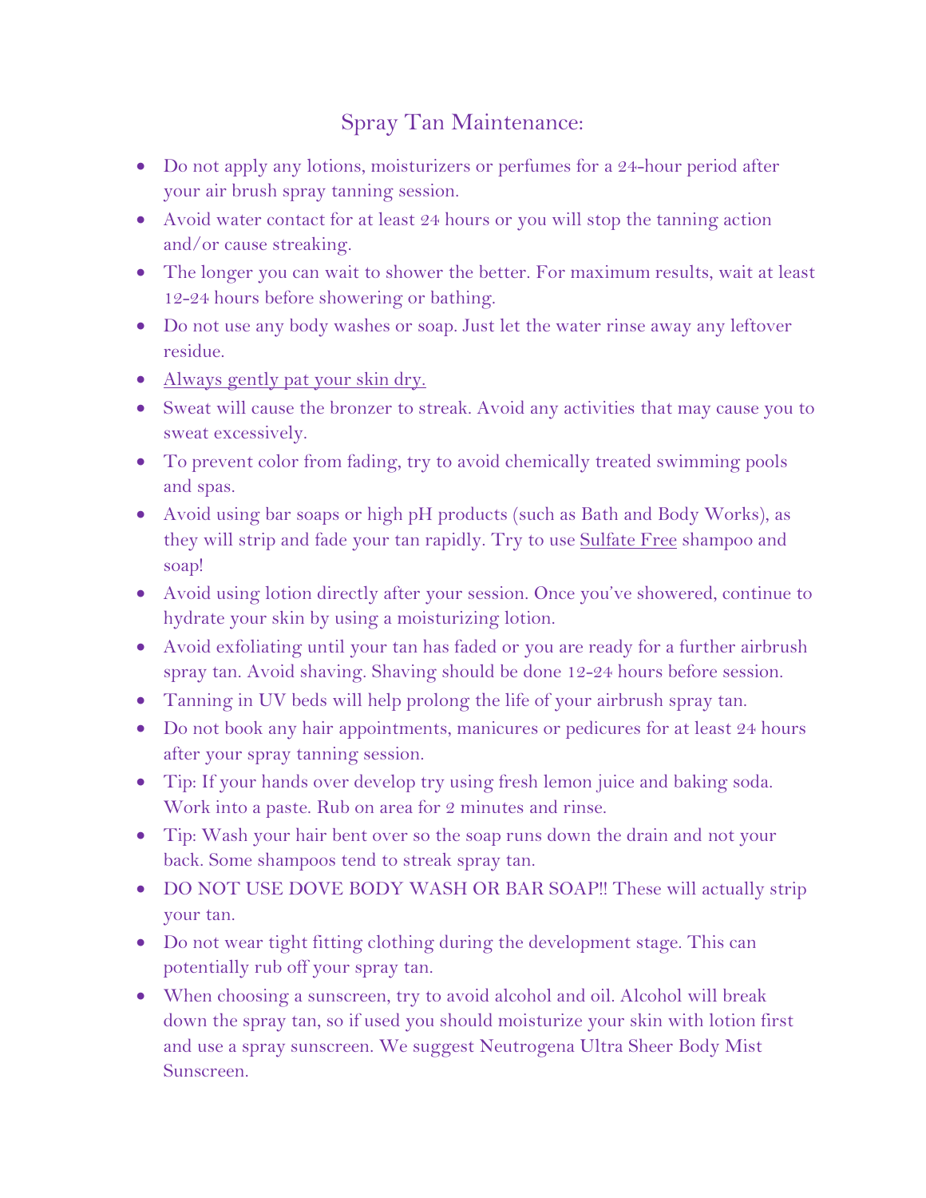# Spray Tan Maintenance:

- Do not apply any lotions, moisturizers or perfumes for a 24-hour period after your air brush spray tanning session.
- Avoid water contact for at least 24 hours or you will stop the tanning action and/or cause streaking.
- The longer you can wait to shower the better. For maximum results, wait at least 12-24 hours before showering or bathing.
- Do not use any body washes or soap. Just let the water rinse away any leftover residue.
- <u>Always gently pat your skin dry.</u>
- Sweat will cause the bronzer to streak. Avoid any activities that may cause you to sweat excessively.
- To prevent color from fading, try to avoid chemically treated swimming pools and spas.
- Avoid using bar soaps or high pH products (such as Bath and Body Works), as they will strip and fade your tan rapidly. Try to use <u>Sulfate Free</u> shampoo and soap!
- Avoid using lotion directly after your session. Once you've showered, continue to hydrate your skin by using a moisturizing lotion.
- Avoid exfoliating until your tan has faded or you are ready for a further airbrush spray tan. Avoid shaving. Shaving should be done 12-24 hours before session.
- Tanning in UV beds will help prolong the life of your airbrush spray tan.
- Do not book any hair appointments, manicures or pedicures for at least 24 hours after your spray tanning session.
- Tip: If your hands over develop try using fresh lemon juice and baking soda. Work into a paste. Rub on area for 2 minutes and rinse.
- Tip: Wash your hair bent over so the soap runs down the drain and not your back. Some shampoos tend to streak spray tan.
- DO NOT USE DOVE BODY WASH OR BAR SOAP!! These will actually strip your tan.
- Do not wear tight fitting clothing during the development stage. This can potentially rub off your spray tan.
- When choosing a sunscreen, try to avoid alcohol and oil. Alcohol will break down the spray tan, so if used you should moisturize your skin with lotion first and use a spray sunscreen. We suggest Neutrogena Ultra Sheer Body Mist Sunscreen.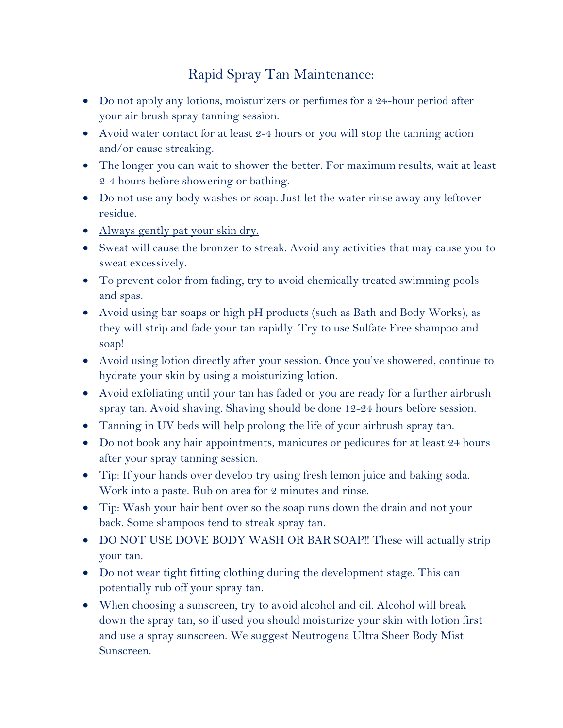# Rapid Spray Tan Maintenance:

- Do not apply any lotions, moisturizers or perfumes for a 24-hour period after your air brush spray tanning session.
- Avoid water contact for at least 2-4 hours or you will stop the tanning action and/or cause streaking.
- The longer you can wait to shower the better. For maximum results, wait at least 2-4 hours before showering or bathing.
- Do not use any body washes or soap. Just let the water rinse away any leftover residue.
- <u>Always gently pat your skin dry.</u>
- Sweat will cause the bronzer to streak. Avoid any activities that may cause you to sweat excessively.
- To prevent color from fading, try to avoid chemically treated swimming pools and spas.
- Avoid using bar soaps or high pH products (such as Bath and Body Works), as they will strip and fade your tan rapidly. Try to use <u>Sulfate Free</u> shampoo and soap!
- Avoid using lotion directly after your session. Once you've showered, continue to hydrate your skin by using a moisturizing lotion.
- Avoid exfoliating until your tan has faded or you are ready for a further airbrush spray tan. Avoid shaving. Shaving should be done 12-24 hours before session.
- Tanning in UV beds will help prolong the life of your airbrush spray tan.
- Do not book any hair appointments, manicures or pedicures for at least 24 hours after your spray tanning session.
- Tip: If your hands over develop try using fresh lemon juice and baking soda. Work into a paste. Rub on area for 2 minutes and rinse.
- Tip: Wash your hair bent over so the soap runs down the drain and not your back. Some shampoos tend to streak spray tan.
- DO NOT USE DOVE BODY WASH OR BAR SOAP!! These will actually strip your tan.
- Do not wear tight fitting clothing during the development stage. This can potentially rub off your spray tan.
- When choosing a sunscreen, try to avoid alcohol and oil. Alcohol will break down the spray tan, so if used you should moisturize your skin with lotion first and use a spray sunscreen. We suggest Neutrogena Ultra Sheer Body Mist Sunscreen.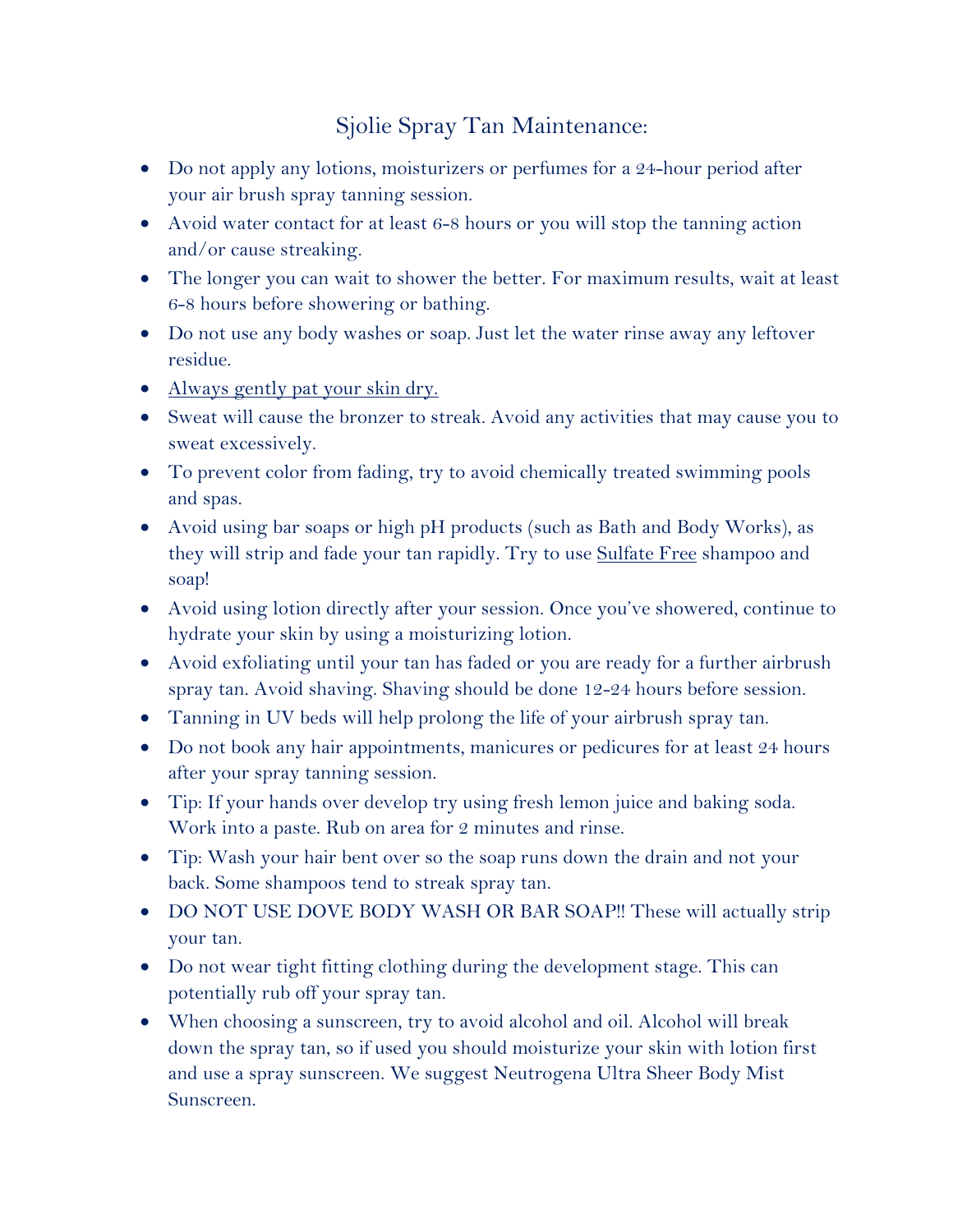# Sjolie Spray Tan Maintenance:

- Do not apply any lotions, moisturizers or perfumes for a 24-hour period after your air brush spray tanning session.
- Avoid water contact for at least 6-8 hours or you will stop the tanning action and/or cause streaking.
- The longer you can wait to shower the better. For maximum results, wait at least 6-8 hours before showering or bathing.
- Do not use any body washes or soap. Just let the water rinse away any leftover residue.
- <u>Always gently pat your skin dry.</u>
- Sweat will cause the bronzer to streak. Avoid any activities that may cause you to sweat excessively.
- To prevent color from fading, try to avoid chemically treated swimming pools and spas.
- Avoid using bar soaps or high pH products (such as Bath and Body Works), as they will strip and fade your tan rapidly. Try to use <u>Sulfate Free</u> shampoo and soap!
- Avoid using lotion directly after your session. Once you've showered, continue to hydrate your skin by using a moisturizing lotion.
- Avoid exfoliating until your tan has faded or you are ready for a further airbrush spray tan. Avoid shaving. Shaving should be done 12-24 hours before session.
- Tanning in UV beds will help prolong the life of your airbrush spray tan.
- Do not book any hair appointments, manicures or pedicures for at least 24 hours after your spray tanning session.
- Tip: If your hands over develop try using fresh lemon juice and baking soda. Work into a paste. Rub on area for 2 minutes and rinse.
- Tip: Wash your hair bent over so the soap runs down the drain and not your back. Some shampoos tend to streak spray tan.
- DO NOT USE DOVE BODY WASH OR BAR SOAP!! These will actually strip your tan.
- Do not wear tight fitting clothing during the development stage. This can potentially rub off your spray tan.
- When choosing a sunscreen, try to avoid alcohol and oil. Alcohol will break down the spray tan, so if used you should moisturize your skin with lotion first and use a spray sunscreen. We suggest Neutrogena Ultra Sheer Body Mist Sunscreen.